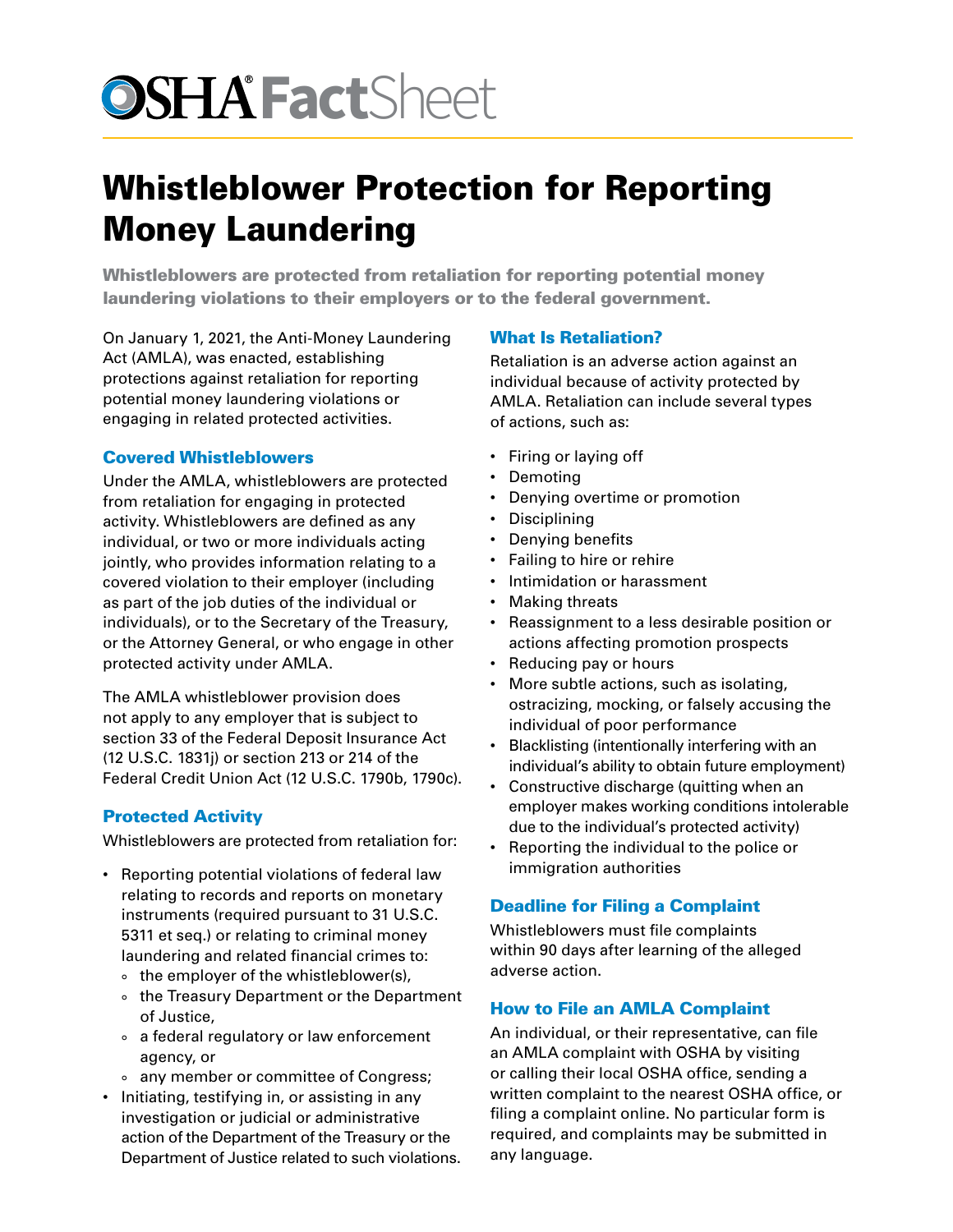# OSHA FactSheet

# Whistleblower Protection for Reporting Money Laundering

**Whistleblowers are protected from retaliation for reporting potential money laundering violations to their employers or to the federal government.**

On January 1, 2021, the Anti-Money Laundering Act (AMLA), was enacted, establishing protections against retaliation for reporting potential money laundering violations or engaging in related protected activities.

## Covered Whistleblowers

Under the AMLA, whistleblowers are protected from retaliation for engaging in protected activity. Whistleblowers are defined as any individual, or two or more individuals acting jointly, who provides information relating to a covered violation to their employer (including as part of the job duties of the individual or individuals), or to the Secretary of the Treasury, or the Attorney General, or who engage in other protected activity under AMLA.

The AMLA whistleblower provision does not apply to any employer that is subject to section 33 of the Federal Deposit Insurance Act (12 U.S.C. 1831j) or section 213 or 214 of the Federal Credit Union Act (12 U.S.C. 1790b, 1790c).

## Protected Activity

Whistleblowers are protected from retaliation for:

- Reporting potential violations of federal law relating to records and reports on monetary instruments (required pursuant to 31 U.S.C. 5311 et seq.) or relating to criminal money laundering and related financial crimes to:
  - the employer of the whistleblower(s),
  - the Treasury Department or the Department of Justice,
  - a federal regulatory or law enforcement agency, or
  - any member or committee of Congress;
- Initiating, testifying in, or assisting in any investigation or judicial or administrative action of the Department of the Treasury or the Department of Justice related to such violations.

## What Is Retaliation?

Retaliation is an adverse action against an individual because of activity protected by AMLA. Retaliation can include several types of actions, such as:

- Firing or laying off
- Demoting
- Denying overtime or promotion
- Disciplining
- Denying benefits
- Failing to hire or rehire
- Intimidation or harassment
- Making threats
- Reassignment to a less desirable position or actions affecting promotion prospects
- Reducing pay or hours
- More subtle actions, such as isolating, ostracizing, mocking, or falsely accusing the individual of poor performance
- Blacklisting (intentionally interfering with an individual's ability to obtain future employment)
- Constructive discharge (quitting when an employer makes working conditions intolerable due to the individual's protected activity)
- Reporting the individual to the police or immigration authorities

## Deadline for Filing a Complaint

Whistleblowers must file complaints within 90 days after learning of the alleged adverse action.

## How to File an AMLA Complaint

An individual, or their representative, can file an AMLA complaint with OSHA by visiting or calling their local OSHA office, sending a written complaint to the nearest OSHA office, or filing a complaint online. No particular form is required, and complaints may be submitted in any language.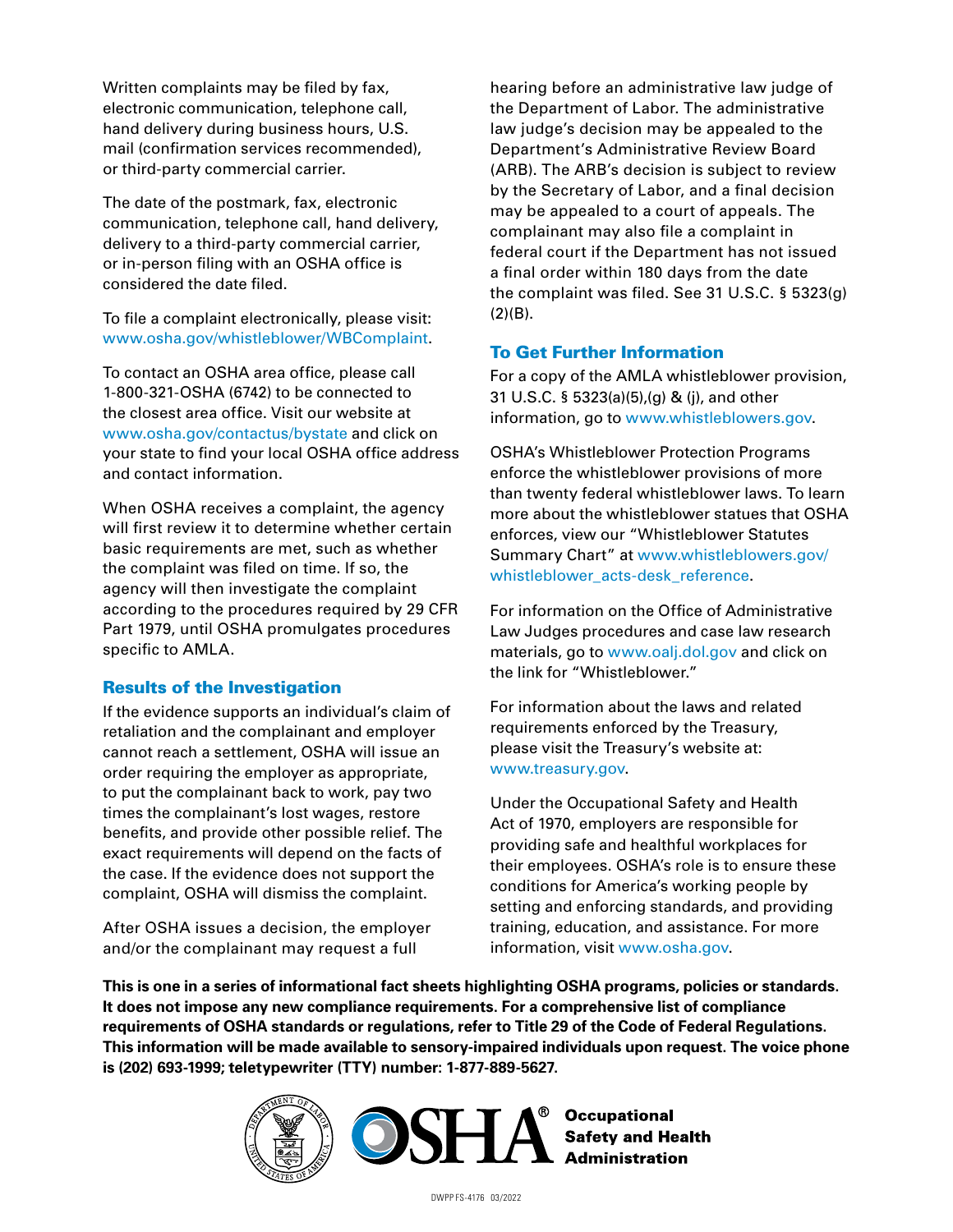Written complaints may be filed by fax, electronic communication, telephone call, hand delivery during business hours, U.S. mail (confirmation services recommended), or third-party commercial carrier.

The date of the postmark, fax, electronic communication, telephone call, hand delivery, delivery to a third-party commercial carrier, or in-person filing with an OSHA office is considered the date filed.

To file a complaint electronically, please visit: www.osha.gov/whistleblower/WBComplaint.

To contact an OSHA area office, please call 1-800-321-OSHA (6742) to be connected to the closest area office. Visit our website at www.osha.gov/contactus/bystate and click on your state to find your local OSHA office address and contact information.

When OSHA receives a complaint, the agency will first review it to determine whether certain basic requirements are met, such as whether the complaint was filed on time. If so, the agency will then investigate the complaint according to the procedures required by 29 CFR Part 1979, until OSHA promulgates procedures specific to AMLA.

## Results of the Investigation

If the evidence supports an individual's claim of retaliation and the complainant and employer cannot reach a settlement, OSHA will issue an order requiring the employer as appropriate, to put the complainant back to work, pay two times the complainant's lost wages, restore benefits, and provide other possible relief. The exact requirements will depend on the facts of the case. If the evidence does not support the complaint, OSHA will dismiss the complaint.

After OSHA issues a decision, the employer and/or the complainant may request a full hearing before an administrative law judge of the Department of Labor. The administrative law judge's decision may be appealed to the Department's Administrative Review Board (ARB). The ARB's decision is subject to review by the Secretary of Labor, and a final decision may be appealed to a court of appeals. The complainant may also file a complaint in federal court if the Department has not issued a final order within 180 days from the date the complaint was filed. See 31 U.S.C. § 5323(g)(2)(B).

## To Get Further Information

For a copy of the AMLA whistleblower provision, 31 U.S.C. § 5323(a)(5),(g) & (j), and other information, go to www.whistleblowers.gov.

OSHA's Whistleblower Protection Programs enforce the whistleblower provisions of more than twenty federal whistleblower laws. To learn more about the whistleblower statues that OSHA enforces, view our "Whistleblower Statutes Summary Chart" at www.whistleblowers.gov/whistleblower_acts-desk_reference.

For information on the Office of Administrative Law Judges procedures and case law research materials, go to www.oalj.dol.gov and click on the link for "Whistleblower."

For information about the laws and related requirements enforced by the Treasury, please visit the Treasury's website at: www.treasury.gov.

Under the Occupational Safety and Health Act of 1970, employers are responsible for providing safe and healthful workplaces for their employees. OSHA's role is to ensure these conditions for America's working people by setting and enforcing standards, and providing training, education, and assistance. For more information, visit www.osha.gov.

**This is one in a series of informational fact sheets highlighting OSHA programs, policies or standards. It does not impose any new compliance requirements. For a comprehensive list of compliance requirements of OSHA standards or regulations, refer to Title 29 of the Code of Federal Regulations. This information will be made available to sensory-impaired individuals upon request. The voice phone is (202) 693-1999; teletypewriter (TTY) number: 1-877-889-5627.**

OSHA® **Occupational Safety and Health Administration**

DWPP FS-4176 03/2022